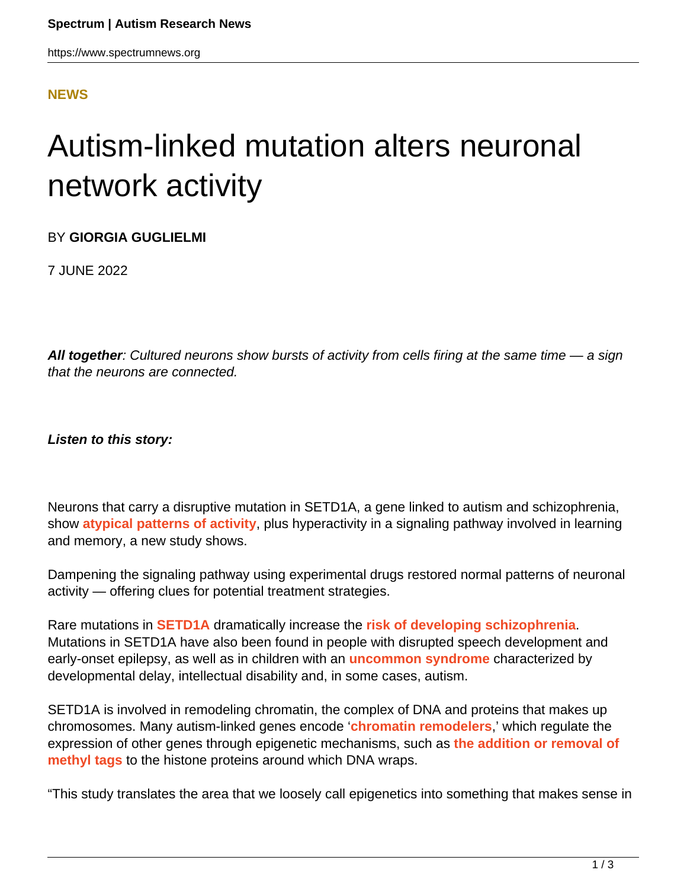NEWS

# Autism-linked mutation alters neuronal network activity

BY **GIORGIA GUGLIELMI**

7 JUNE 2022

***All together***: *Cultured neurons show bursts of activity from cells firing at the same time — a sign that the neurons are connected.*

***Listen to this story:***

Neurons that carry a disruptive mutation in SETD1A, a gene linked to autism and schizophrenia, show **atypical patterns of activity**, plus hyperactivity in a signaling pathway involved in learning and memory, a new study shows.

Dampening the signaling pathway using experimental drugs restored normal patterns of neuronal activity — offering clues for potential treatment strategies.

Rare mutations in **SETD1A** dramatically increase the **risk of developing schizophrenia**. Mutations in SETD1A have also been found in people with disrupted speech development and early-onset epilepsy, as well as in children with an **uncommon syndrome** characterized by developmental delay, intellectual disability and, in some cases, autism.

SETD1A is involved in remodeling chromatin, the complex of DNA and proteins that makes up chromosomes. Many autism-linked genes encode '**chromatin remodelers**,' which regulate the expression of other genes through epigenetic mechanisms, such as **the addition or removal of methyl tags** to the histone proteins around which DNA wraps.

"This study translates the area that we loosely call epigenetics into something that makes sense in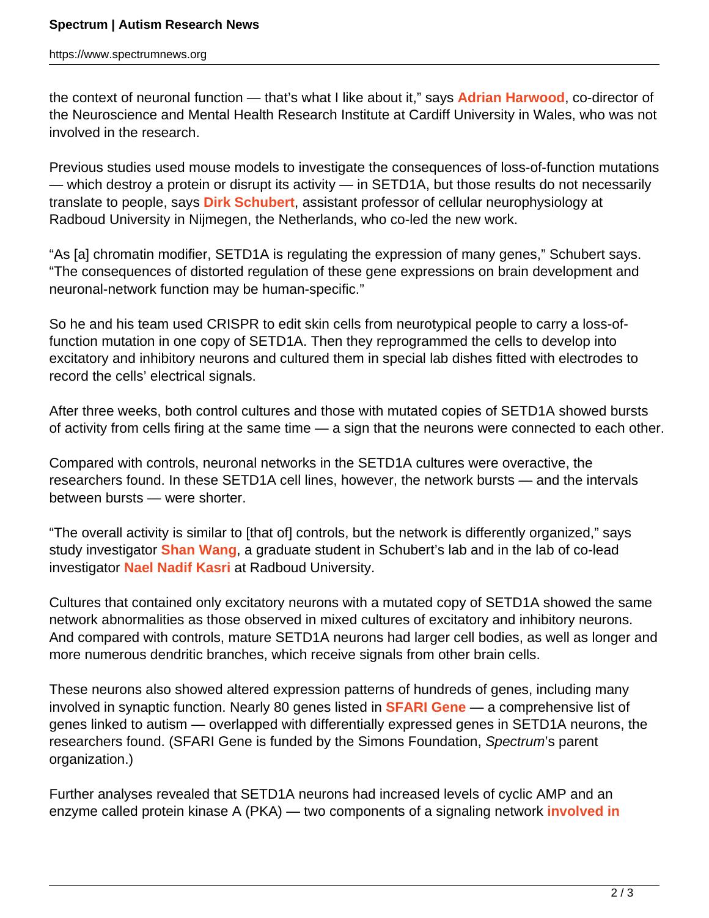the context of neuronal function — that's what I like about it," says **Adrian Harwood**, co-director of the Neuroscience and Mental Health Research Institute at Cardiff University in Wales, who was not involved in the research.

Previous studies used mouse models to investigate the consequences of loss-of-function mutations — which destroy a protein or disrupt its activity — in SETD1A, but those results do not necessarily translate to people, says **Dirk Schubert**, assistant professor of cellular neurophysiology at Radboud University in Nijmegen, the Netherlands, who co-led the new work.

"As [a] chromatin modifier, SETD1A is regulating the expression of many genes," Schubert says. "The consequences of distorted regulation of these gene expressions on brain development and neuronal-network function may be human-specific."

So he and his team used CRISPR to edit skin cells from neurotypical people to carry a loss-of-function mutation in one copy of SETD1A. Then they reprogrammed the cells to develop into excitatory and inhibitory neurons and cultured them in special lab dishes fitted with electrodes to record the cells' electrical signals.

After three weeks, both control cultures and those with mutated copies of SETD1A showed bursts of activity from cells firing at the same time — a sign that the neurons were connected to each other.

Compared with controls, neuronal networks in the SETD1A cultures were overactive, the researchers found. In these SETD1A cell lines, however, the network bursts — and the intervals between bursts — were shorter.

"The overall activity is similar to [that of] controls, but the network is differently organized," says study investigator **Shan Wang**, a graduate student in Schubert's lab and in the lab of co-lead investigator **Nael Nadif Kasri** at Radboud University.

Cultures that contained only excitatory neurons with a mutated copy of SETD1A showed the same network abnormalities as those observed in mixed cultures of excitatory and inhibitory neurons. And compared with controls, mature SETD1A neurons had larger cell bodies, as well as longer and more numerous dendritic branches, which receive signals from other brain cells.

These neurons also showed altered expression patterns of hundreds of genes, including many involved in synaptic function. Nearly 80 genes listed in **SFARI Gene** — a comprehensive list of genes linked to autism — overlapped with differentially expressed genes in SETD1A neurons, the researchers found. (SFARI Gene is funded by the Simons Foundation, *Spectrum*'s parent organization.)

Further analyses revealed that SETD1A neurons had increased levels of cyclic AMP and an enzyme called protein kinase A (PKA) — two components of a signaling network **involved in**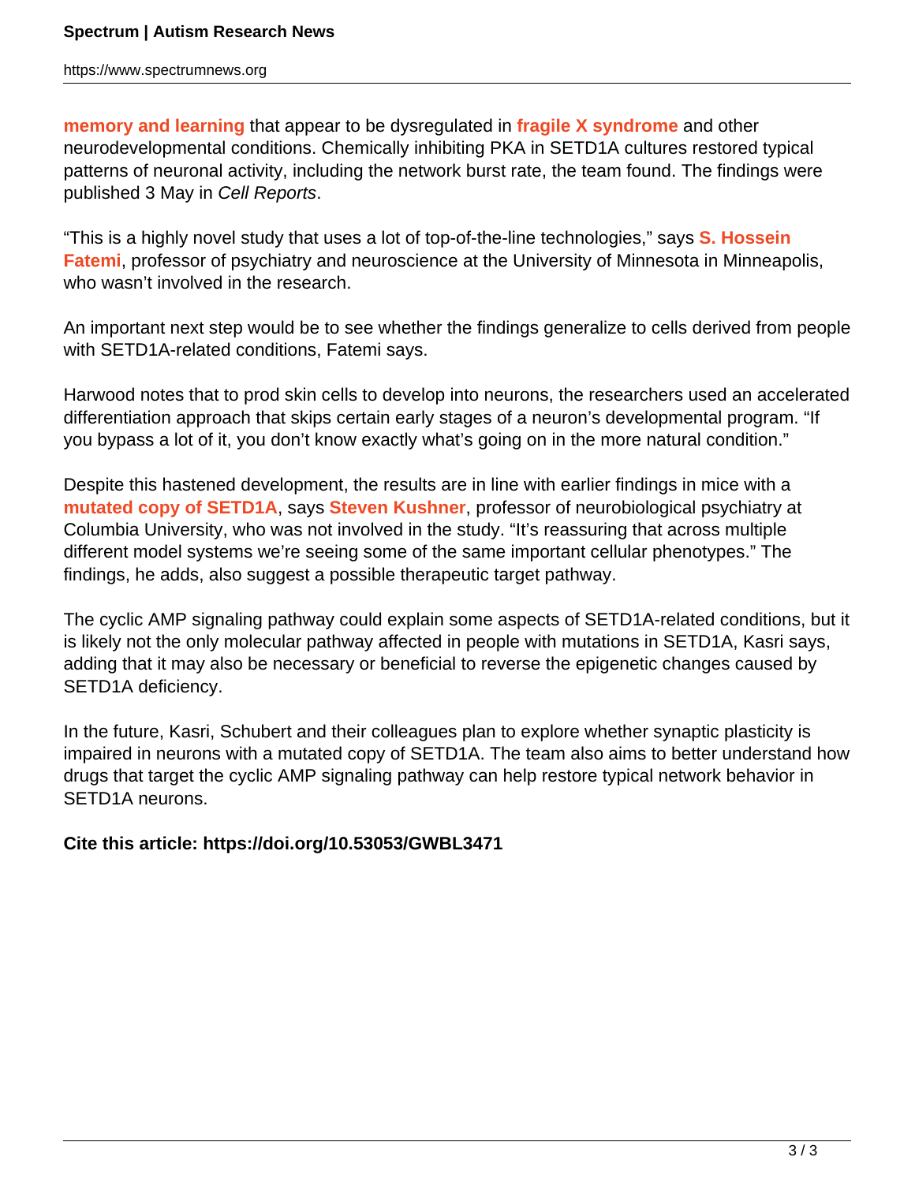memory and learning that appear to be dysregulated in fragile X syndrome and other neurodevelopmental conditions. Chemically inhibiting PKA in SETD1A cultures restored typical patterns of neuronal activity, including the network burst rate, the team found. The findings were published 3 May in *Cell Reports*.

“This is a highly novel study that uses a lot of top-of-the-line technologies,” says S. Hossein Fatemi, professor of psychiatry and neuroscience at the University of Minnesota in Minneapolis, who wasn’t involved in the research.

An important next step would be to see whether the findings generalize to cells derived from people with SETD1A-related conditions, Fatemi says.

Harwood notes that to prod skin cells to develop into neurons, the researchers used an accelerated differentiation approach that skips certain early stages of a neuron’s developmental program. “If you bypass a lot of it, you don’t know exactly what’s going on in the more natural condition.”

Despite this hastened development, the results are in line with earlier findings in mice with a mutated copy of SETD1A, says Steven Kushner, professor of neurobiological psychiatry at Columbia University, who was not involved in the study. “It’s reassuring that across multiple different model systems we’re seeing some of the same important cellular phenotypes.” The findings, he adds, also suggest a possible therapeutic target pathway.

The cyclic AMP signaling pathway could explain some aspects of SETD1A-related conditions, but it is likely not the only molecular pathway affected in people with mutations in SETD1A, Kasri says, adding that it may also be necessary or beneficial to reverse the epigenetic changes caused by SETD1A deficiency.

In the future, Kasri, Schubert and their colleagues plan to explore whether synaptic plasticity is impaired in neurons with a mutated copy of SETD1A. The team also aims to better understand how drugs that target the cyclic AMP signaling pathway can help restore typical network behavior in SETD1A neurons.

**Cite this article: https://doi.org/10.53053/GWBL3471**